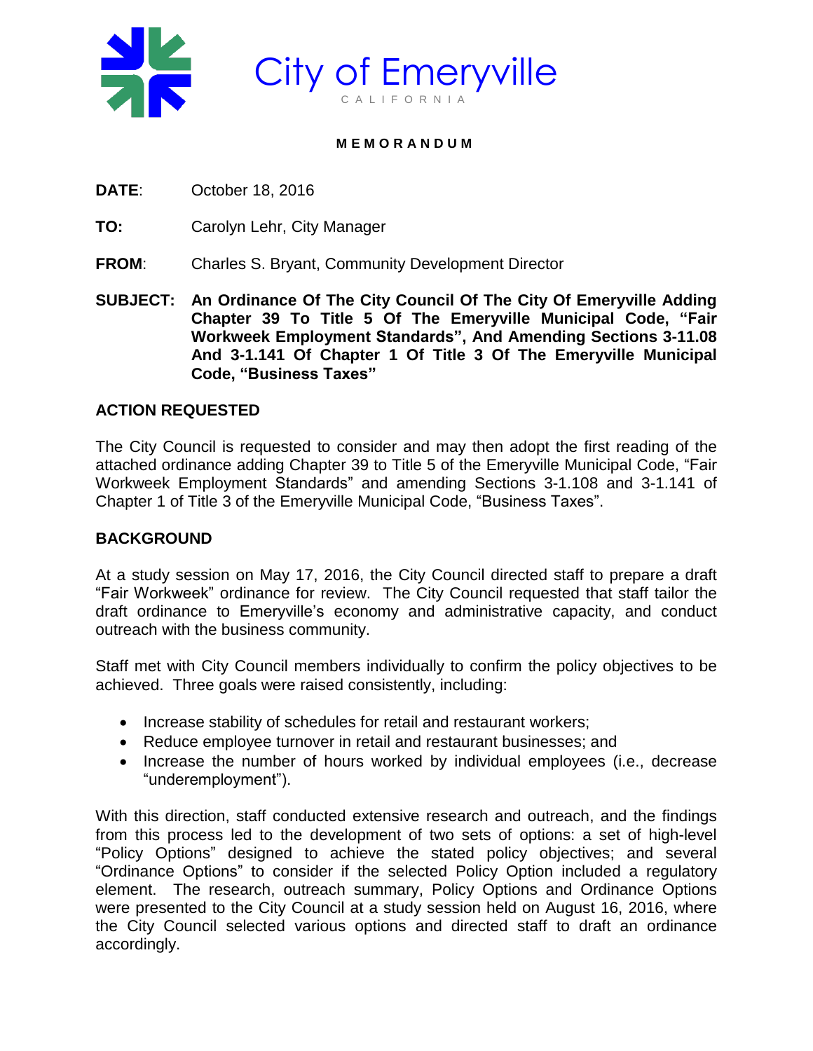# City of Emeryville

CALIFORNIA

**MEMORANDUM**

**DATE**: October 18, 2016

**TO:** Carolyn Lehr, City Manager

**FROM**: Charles S. Bryant, Community Development Director

**SUBJECT: An Ordinance Of The City Council Of The City Of Emeryville Adding Chapter 39 To Title 5 Of The Emeryville Municipal Code, "Fair Workweek Employment Standards", And Amending Sections 3-11.08 And 3-1.141 Of Chapter 1 Of Title 3 Of The Emeryville Municipal Code, "Business Taxes"**

## ACTION REQUESTED

The City Council is requested to consider and may then adopt the first reading of the attached ordinance adding Chapter 39 to Title 5 of the Emeryville Municipal Code, "Fair Workweek Employment Standards" and amending Sections 3-1.108 and 3-1.141 of Chapter 1 of Title 3 of the Emeryville Municipal Code, "Business Taxes".

## BACKGROUND

At a study session on May 17, 2016, the City Council directed staff to prepare a draft "Fair Workweek" ordinance for review. The City Council requested that staff tailor the draft ordinance to Emeryville's economy and administrative capacity, and conduct outreach with the business community.

Staff met with City Council members individually to confirm the policy objectives to be achieved. Three goals were raised consistently, including:

- Increase stability of schedules for retail and restaurant workers;
- Reduce employee turnover in retail and restaurant businesses; and
- Increase the number of hours worked by individual employees (i.e., decrease "underemployment").

With this direction, staff conducted extensive research and outreach, and the findings from this process led to the development of two sets of options: a set of high-level "Policy Options" designed to achieve the stated policy objectives; and several "Ordinance Options" to consider if the selected Policy Option included a regulatory element. The research, outreach summary, Policy Options and Ordinance Options were presented to the City Council at a study session held on August 16, 2016, where the City Council selected various options and directed staff to draft an ordinance accordingly.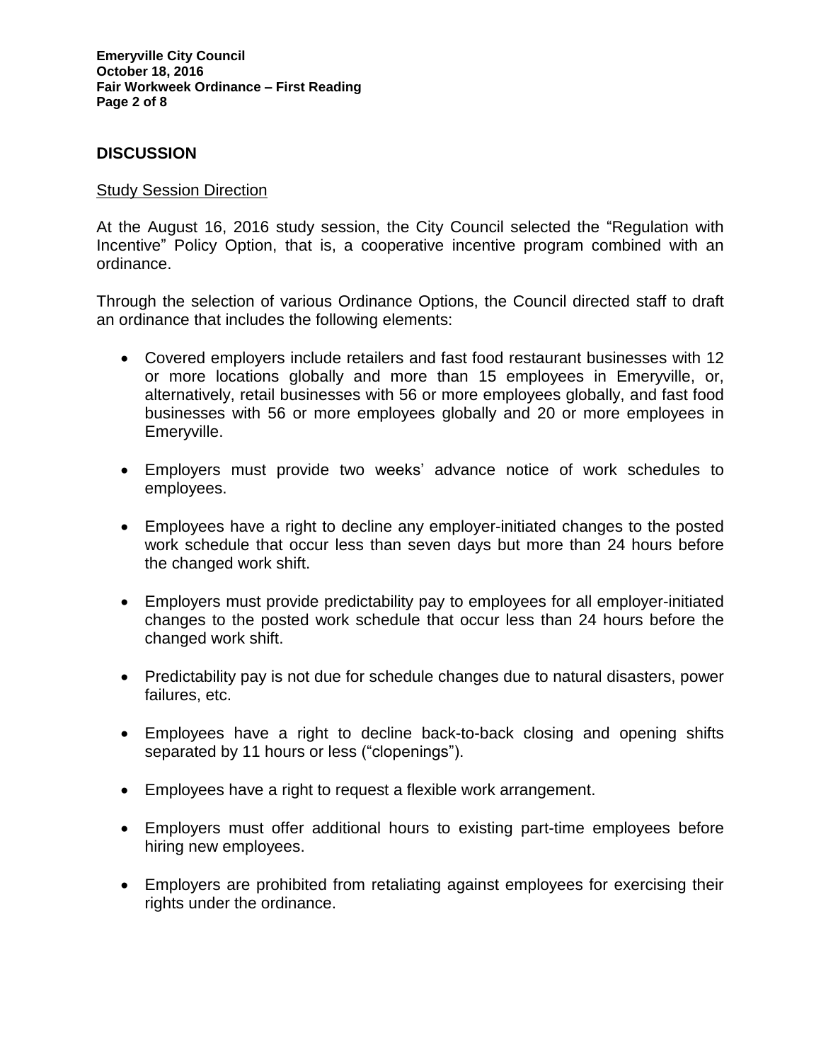## DISCUSSION

Study Session Direction

At the August 16, 2016 study session, the City Council selected the "Regulation with Incentive" Policy Option, that is, a cooperative incentive program combined with an ordinance.

Through the selection of various Ordinance Options, the Council directed staff to draft an ordinance that includes the following elements:

- Covered employers include retailers and fast food restaurant businesses with 12 or more locations globally and more than 15 employees in Emeryville, or, alternatively, retail businesses with 56 or more employees globally, and fast food businesses with 56 or more employees globally and 20 or more employees in Emeryville.
- Employers must provide two weeks' advance notice of work schedules to employees.
- Employees have a right to decline any employer-initiated changes to the posted work schedule that occur less than seven days but more than 24 hours before the changed work shift.
- Employers must provide predictability pay to employees for all employer-initiated changes to the posted work schedule that occur less than 24 hours before the changed work shift.
- Predictability pay is not due for schedule changes due to natural disasters, power failures, etc.
- Employees have a right to decline back-to-back closing and opening shifts separated by 11 hours or less ("clopenings").
- Employees have a right to request a flexible work arrangement.
- Employers must offer additional hours to existing part-time employees before hiring new employees.
- Employers are prohibited from retaliating against employees for exercising their rights under the ordinance.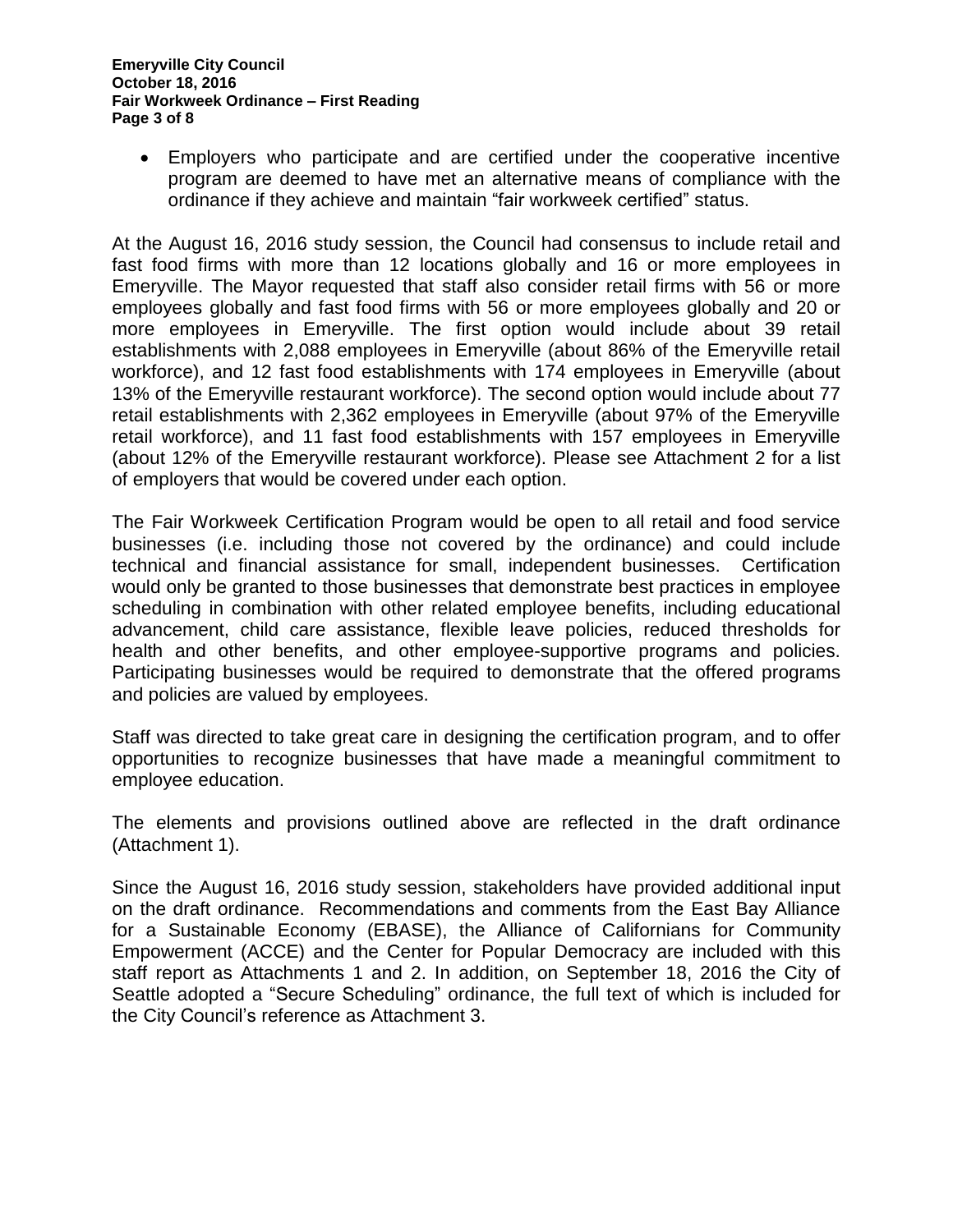- Employers who participate and are certified under the cooperative incentive program are deemed to have met an alternative means of compliance with the ordinance if they achieve and maintain "fair workweek certified" status.

At the August 16, 2016 study session, the Council had consensus to include retail and fast food firms with more than 12 locations globally and 16 or more employees in Emeryville. The Mayor requested that staff also consider retail firms with 56 or more employees globally and fast food firms with 56 or more employees globally and 20 or more employees in Emeryville. The first option would include about 39 retail establishments with 2,088 employees in Emeryville (about 86% of the Emeryville retail workforce), and 12 fast food establishments with 174 employees in Emeryville (about 13% of the Emeryville restaurant workforce). The second option would include about 77 retail establishments with 2,362 employees in Emeryville (about 97% of the Emeryville retail workforce), and 11 fast food establishments with 157 employees in Emeryville (about 12% of the Emeryville restaurant workforce). Please see Attachment 2 for a list of employers that would be covered under each option.

The Fair Workweek Certification Program would be open to all retail and food service businesses (i.e. including those not covered by the ordinance) and could include technical and financial assistance for small, independent businesses. Certification would only be granted to those businesses that demonstrate best practices in employee scheduling in combination with other related employee benefits, including educational advancement, child care assistance, flexible leave policies, reduced thresholds for health and other benefits, and other employee-supportive programs and policies. Participating businesses would be required to demonstrate that the offered programs and policies are valued by employees.

Staff was directed to take great care in designing the certification program, and to offer opportunities to recognize businesses that have made a meaningful commitment to employee education.

The elements and provisions outlined above are reflected in the draft ordinance (Attachment 1).

Since the August 16, 2016 study session, stakeholders have provided additional input on the draft ordinance. Recommendations and comments from the East Bay Alliance for a Sustainable Economy (EBASE), the Alliance of Californians for Community Empowerment (ACCE) and the Center for Popular Democracy are included with this staff report as Attachments 1 and 2. In addition, on September 18, 2016 the City of Seattle adopted a "Secure Scheduling" ordinance, the full text of which is included for the City Council's reference as Attachment 3.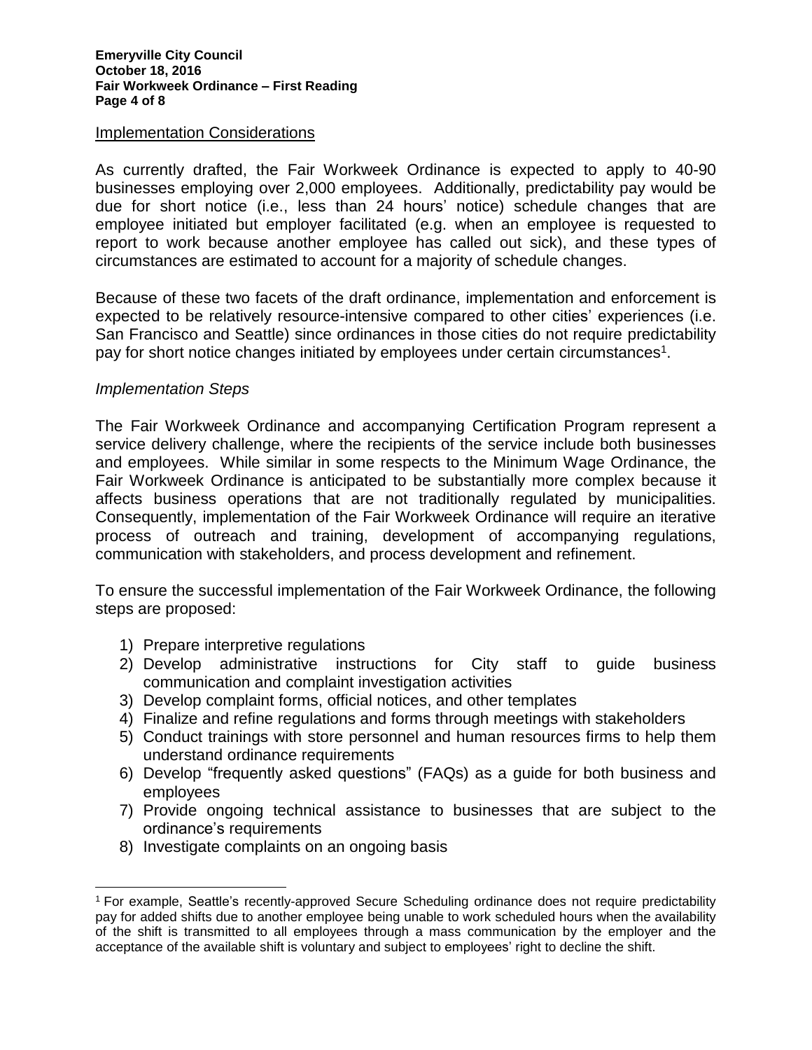## Implementation Considerations

As currently drafted, the Fair Workweek Ordinance is expected to apply to 40-90 businesses employing over 2,000 employees. Additionally, predictability pay would be due for short notice (i.e., less than 24 hours' notice) schedule changes that are employee initiated but employer facilitated (e.g. when an employee is requested to report to work because another employee has called out sick), and these types of circumstances are estimated to account for a majority of schedule changes.

Because of these two facets of the draft ordinance, implementation and enforcement is expected to be relatively resource-intensive compared to other cities' experiences (i.e. San Francisco and Seattle) since ordinances in those cities do not require predictability pay for short notice changes initiated by employees under certain circumstances[1].

### *Implementation Steps*

The Fair Workweek Ordinance and accompanying Certification Program represent a service delivery challenge, where the recipients of the service include both businesses and employees. While similar in some respects to the Minimum Wage Ordinance, the Fair Workweek Ordinance is anticipated to be substantially more complex because it affects business operations that are not traditionally regulated by municipalities. Consequently, implementation of the Fair Workweek Ordinance will require an iterative process of outreach and training, development of accompanying regulations, communication with stakeholders, and process development and refinement.

To ensure the successful implementation of the Fair Workweek Ordinance, the following steps are proposed:

1) Prepare interpretive regulations
2) Develop administrative instructions for City staff to guide business communication and complaint investigation activities
3) Develop complaint forms, official notices, and other templates
4) Finalize and refine regulations and forms through meetings with stakeholders
5) Conduct trainings with store personnel and human resources firms to help them understand ordinance requirements
6) Develop "frequently asked questions" (FAQs) as a guide for both business and employees
7) Provide ongoing technical assistance to businesses that are subject to the ordinance's requirements
8) Investigate complaints on an ongoing basis

---

[1] For example, Seattle's recently-approved Secure Scheduling ordinance does not require predictability pay for added shifts due to another employee being unable to work scheduled hours when the availability of the shift is transmitted to all employees through a mass communication by the employer and the acceptance of the available shift is voluntary and subject to employees' right to decline the shift.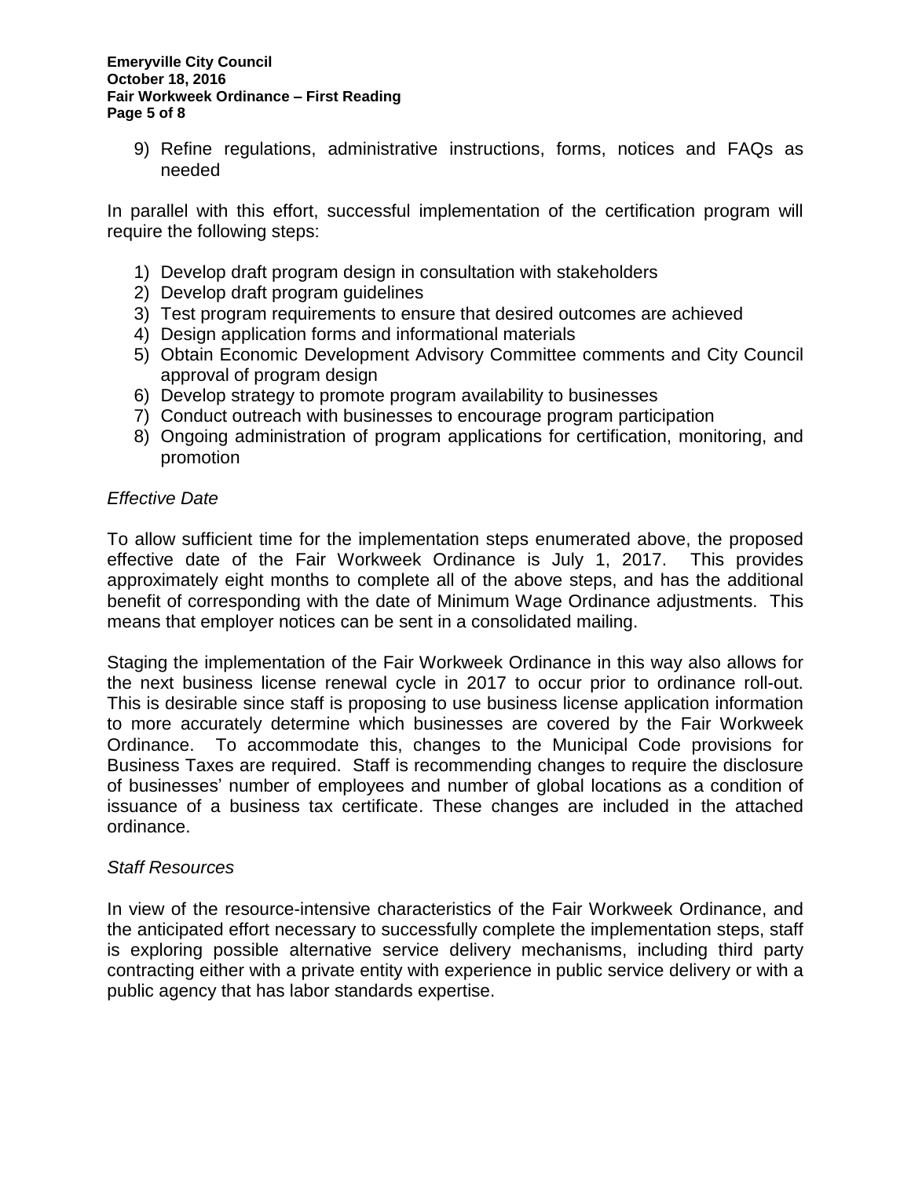9) Refine regulations, administrative instructions, forms, notices and FAQs as needed

In parallel with this effort, successful implementation of the certification program will require the following steps:

1) Develop draft program design in consultation with stakeholders
2) Develop draft program guidelines
3) Test program requirements to ensure that desired outcomes are achieved
4) Design application forms and informational materials
5) Obtain Economic Development Advisory Committee comments and City Council approval of program design
6) Develop strategy to promote program availability to businesses
7) Conduct outreach with businesses to encourage program participation
8) Ongoing administration of program applications for certification, monitoring, and promotion

*Effective Date*

To allow sufficient time for the implementation steps enumerated above, the proposed effective date of the Fair Workweek Ordinance is July 1, 2017. This provides approximately eight months to complete all of the above steps, and has the additional benefit of corresponding with the date of Minimum Wage Ordinance adjustments. This means that employer notices can be sent in a consolidated mailing.

Staging the implementation of the Fair Workweek Ordinance in this way also allows for the next business license renewal cycle in 2017 to occur prior to ordinance roll-out. This is desirable since staff is proposing to use business license application information to more accurately determine which businesses are covered by the Fair Workweek Ordinance. To accommodate this, changes to the Municipal Code provisions for Business Taxes are required. Staff is recommending changes to require the disclosure of businesses' number of employees and number of global locations as a condition of issuance of a business tax certificate. These changes are included in the attached ordinance.

*Staff Resources*

In view of the resource-intensive characteristics of the Fair Workweek Ordinance, and the anticipated effort necessary to successfully complete the implementation steps, staff is exploring possible alternative service delivery mechanisms, including third party contracting either with a private entity with experience in public service delivery or with a public agency that has labor standards expertise.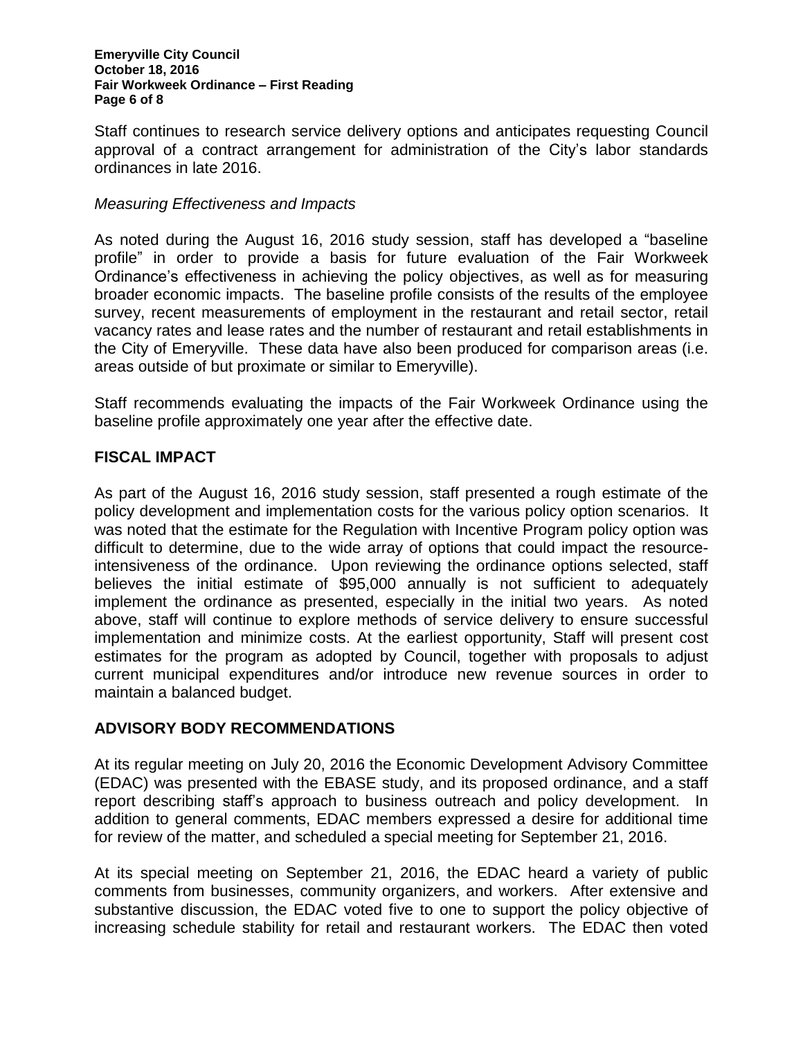Staff continues to research service delivery options and anticipates requesting Council approval of a contract arrangement for administration of the City's labor standards ordinances in late 2016.

*Measuring Effectiveness and Impacts*

As noted during the August 16, 2016 study session, staff has developed a "baseline profile" in order to provide a basis for future evaluation of the Fair Workweek Ordinance's effectiveness in achieving the policy objectives, as well as for measuring broader economic impacts. The baseline profile consists of the results of the employee survey, recent measurements of employment in the restaurant and retail sector, retail vacancy rates and lease rates and the number of restaurant and retail establishments in the City of Emeryville. These data have also been produced for comparison areas (i.e. areas outside of but proximate or similar to Emeryville).

Staff recommends evaluating the impacts of the Fair Workweek Ordinance using the baseline profile approximately one year after the effective date.

## FISCAL IMPACT

As part of the August 16, 2016 study session, staff presented a rough estimate of the policy development and implementation costs for the various policy option scenarios. It was noted that the estimate for the Regulation with Incentive Program policy option was difficult to determine, due to the wide array of options that could impact the resource-intensiveness of the ordinance. Upon reviewing the ordinance options selected, staff believes the initial estimate of $95,000 annually is not sufficient to adequately implement the ordinance as presented, especially in the initial two years. As noted above, staff will continue to explore methods of service delivery to ensure successful implementation and minimize costs. At the earliest opportunity, Staff will present cost estimates for the program as adopted by Council, together with proposals to adjust current municipal expenditures and/or introduce new revenue sources in order to maintain a balanced budget.

## ADVISORY BODY RECOMMENDATIONS

At its regular meeting on July 20, 2016 the Economic Development Advisory Committee (EDAC) was presented with the EBASE study, and its proposed ordinance, and a staff report describing staff's approach to business outreach and policy development. In addition to general comments, EDAC members expressed a desire for additional time for review of the matter, and scheduled a special meeting for September 21, 2016.

At its special meeting on September 21, 2016, the EDAC heard a variety of public comments from businesses, community organizers, and workers. After extensive and substantive discussion, the EDAC voted five to one to support the policy objective of increasing schedule stability for retail and restaurant workers. The EDAC then voted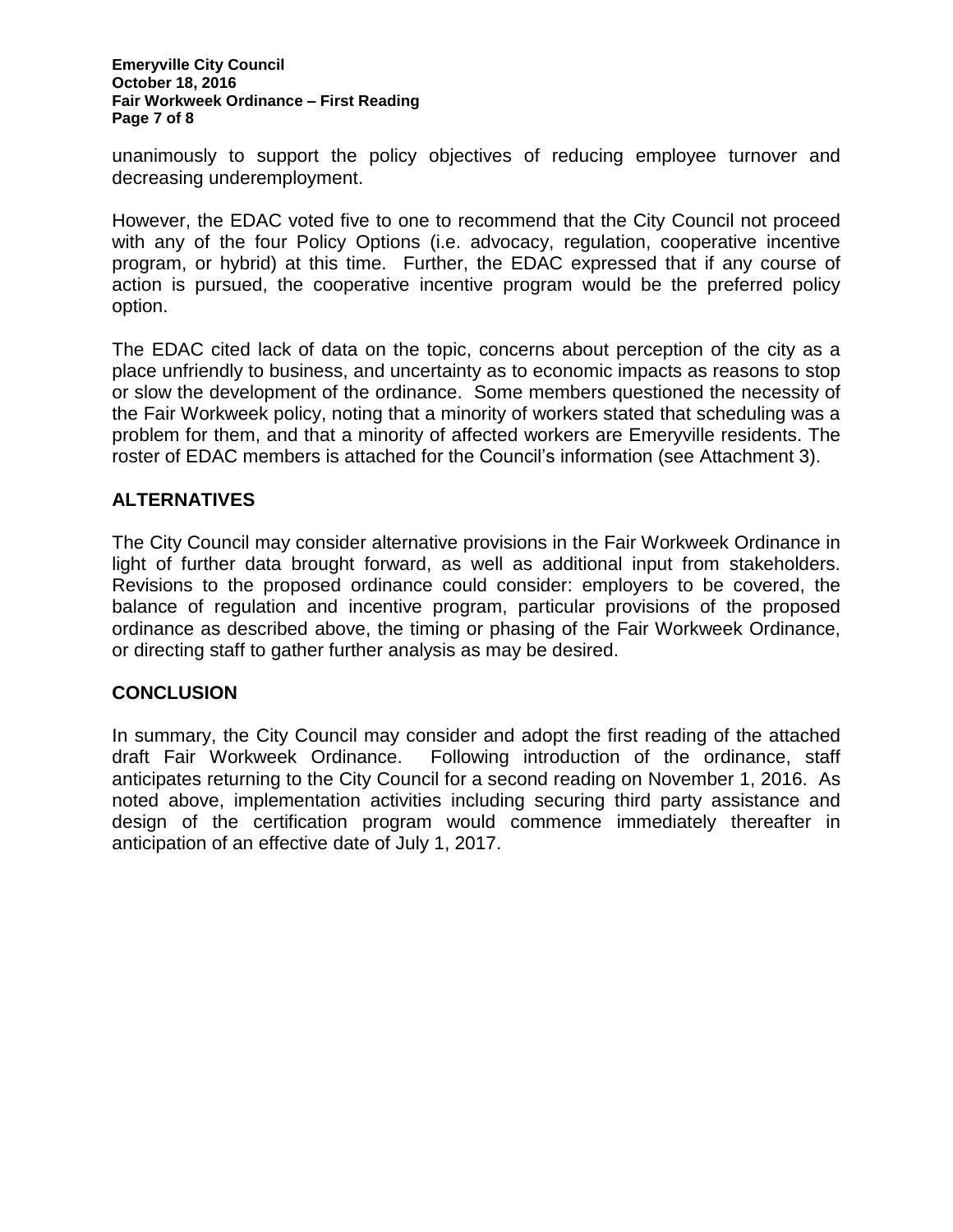unanimously to support the policy objectives of reducing employee turnover and decreasing underemployment.

However, the EDAC voted five to one to recommend that the City Council not proceed with any of the four Policy Options (i.e. advocacy, regulation, cooperative incentive program, or hybrid) at this time. Further, the EDAC expressed that if any course of action is pursued, the cooperative incentive program would be the preferred policy option.

The EDAC cited lack of data on the topic, concerns about perception of the city as a place unfriendly to business, and uncertainty as to economic impacts as reasons to stop or slow the development of the ordinance. Some members questioned the necessity of the Fair Workweek policy, noting that a minority of workers stated that scheduling was a problem for them, and that a minority of affected workers are Emeryville residents. The roster of EDAC members is attached for the Council's information (see Attachment 3).

## ALTERNATIVES

The City Council may consider alternative provisions in the Fair Workweek Ordinance in light of further data brought forward, as well as additional input from stakeholders. Revisions to the proposed ordinance could consider: employers to be covered, the balance of regulation and incentive program, particular provisions of the proposed ordinance as described above, the timing or phasing of the Fair Workweek Ordinance, or directing staff to gather further analysis as may be desired.

## CONCLUSION

In summary, the City Council may consider and adopt the first reading of the attached draft Fair Workweek Ordinance. Following introduction of the ordinance, staff anticipates returning to the City Council for a second reading on November 1, 2016. As noted above, implementation activities including securing third party assistance and design of the certification program would commence immediately thereafter in anticipation of an effective date of July 1, 2017.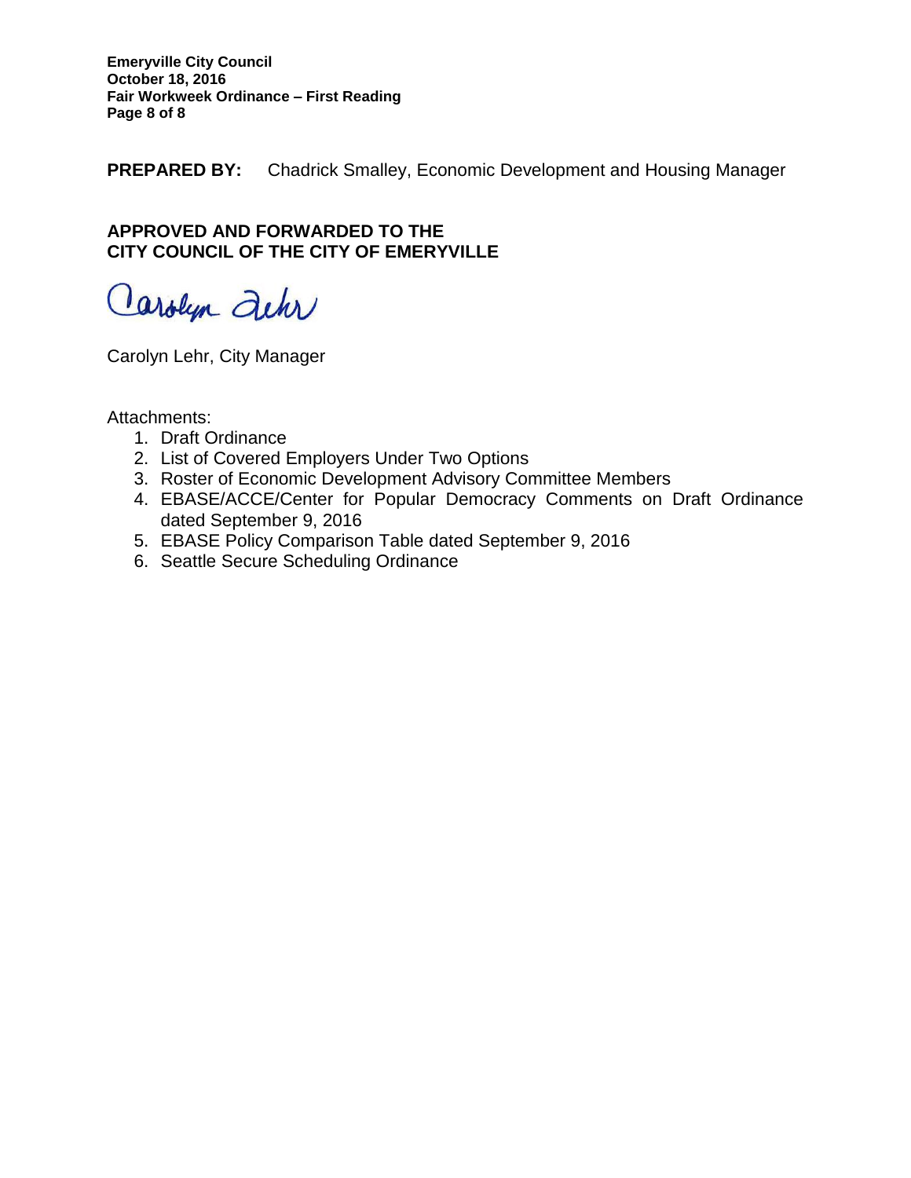**PREPARED BY:** Chadrick Smalley, Economic Development and Housing Manager

**APPROVED AND FORWARDED TO THE CITY COUNCIL OF THE CITY OF EMERYVILLE**

Carolyn Lehr

Carolyn Lehr, City Manager

Attachments:

1. Draft Ordinance
2. List of Covered Employers Under Two Options
3. Roster of Economic Development Advisory Committee Members
4. EBASE/ACCE/Center for Popular Democracy Comments on Draft Ordinance dated September 9, 2016
5. EBASE Policy Comparison Table dated September 9, 2016
6. Seattle Secure Scheduling Ordinance